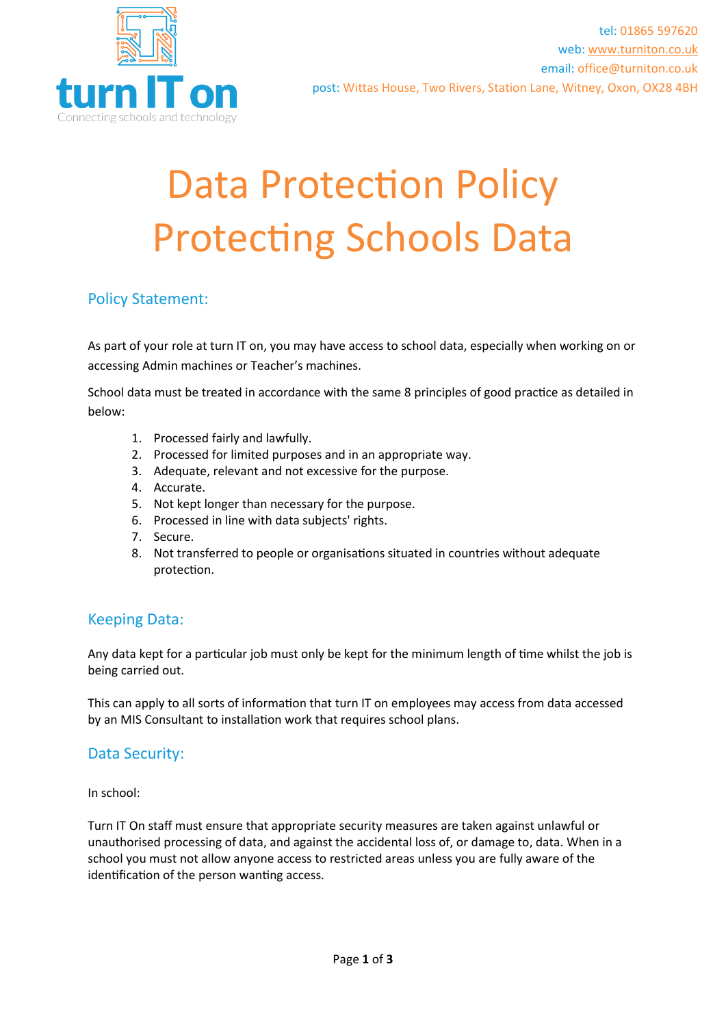tel: 01865 597620
web: www.turniton.co.uk
email: office@turniton.co.uk
post: Wittas House, Two Rivers, Station Lane, Witney, Oxon, OX28 4BH

# Data Protection Policy
# Protecting Schools Data

## Policy Statement:

As part of your role at turn IT on, you may have access to school data, especially when working on or accessing Admin machines or Teacher's machines.

School data must be treated in accordance with the same 8 principles of good practice as detailed in below:

1. Processed fairly and lawfully.
2. Processed for limited purposes and in an appropriate way.
3. Adequate, relevant and not excessive for the purpose.
4. Accurate.
5. Not kept longer than necessary for the purpose.
6. Processed in line with data subjects' rights.
7. Secure.
8. Not transferred to people or organisations situated in countries without adequate protection.

## Keeping Data:

Any data kept for a particular job must only be kept for the minimum length of time whilst the job is being carried out.

This can apply to all sorts of information that turn IT on employees may access from data accessed by an MIS Consultant to installation work that requires school plans.

## Data Security:

In school:

Turn IT On staff must ensure that appropriate security measures are taken against unlawful or unauthorised processing of data, and against the accidental loss of, or damage to, data. When in a school you must not allow anyone access to restricted areas unless you are fully aware of the identification of the person wanting access.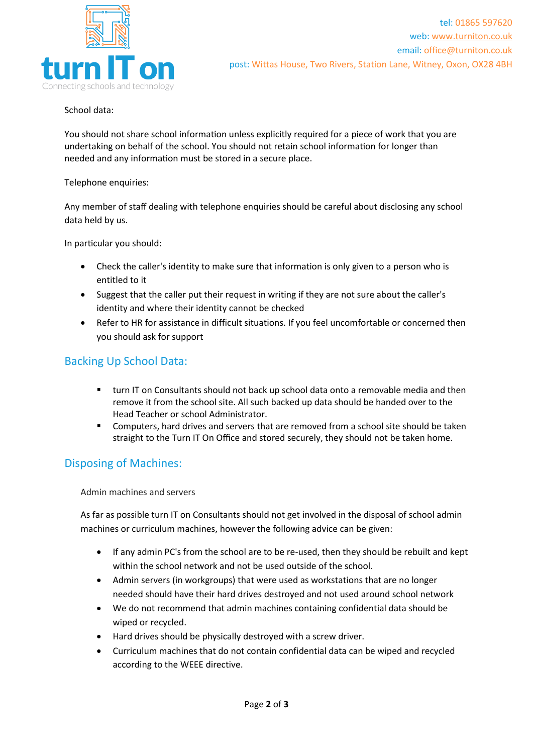School data:

You should not share school information unless explicitly required for a piece of work that you are undertaking on behalf of the school. You should not retain school information for longer than needed and any information must be stored in a secure place.

Telephone enquiries:

Any member of staff dealing with telephone enquiries should be careful about disclosing any school data held by us.

In particular you should:

- Check the caller's identity to make sure that information is only given to a person who is entitled to it
- Suggest that the caller put their request in writing if they are not sure about the caller's identity and where their identity cannot be checked
- Refer to HR for assistance in difficult situations. If you feel uncomfortable or concerned then you should ask for support

## Backing Up School Data:

- turn IT on Consultants should not back up school data onto a removable media and then remove it from the school site. All such backed up data should be handed over to the Head Teacher or school Administrator.
- Computers, hard drives and servers that are removed from a school site should be taken straight to the Turn IT On Office and stored securely, they should not be taken home.

## Disposing of Machines:

Admin machines and servers

As far as possible turn IT on Consultants should not get involved in the disposal of school admin machines or curriculum machines, however the following advice can be given:

- If any admin PC's from the school are to be re-used, then they should be rebuilt and kept within the school network and not be used outside of the school.
- Admin servers (in workgroups) that were used as workstations that are no longer needed should have their hard drives destroyed and not used around school network
- We do not recommend that admin machines containing confidential data should be wiped or recycled.
- Hard drives should be physically destroyed with a screw driver.
- Curriculum machines that do not contain confidential data can be wiped and recycled according to the WEEE directive.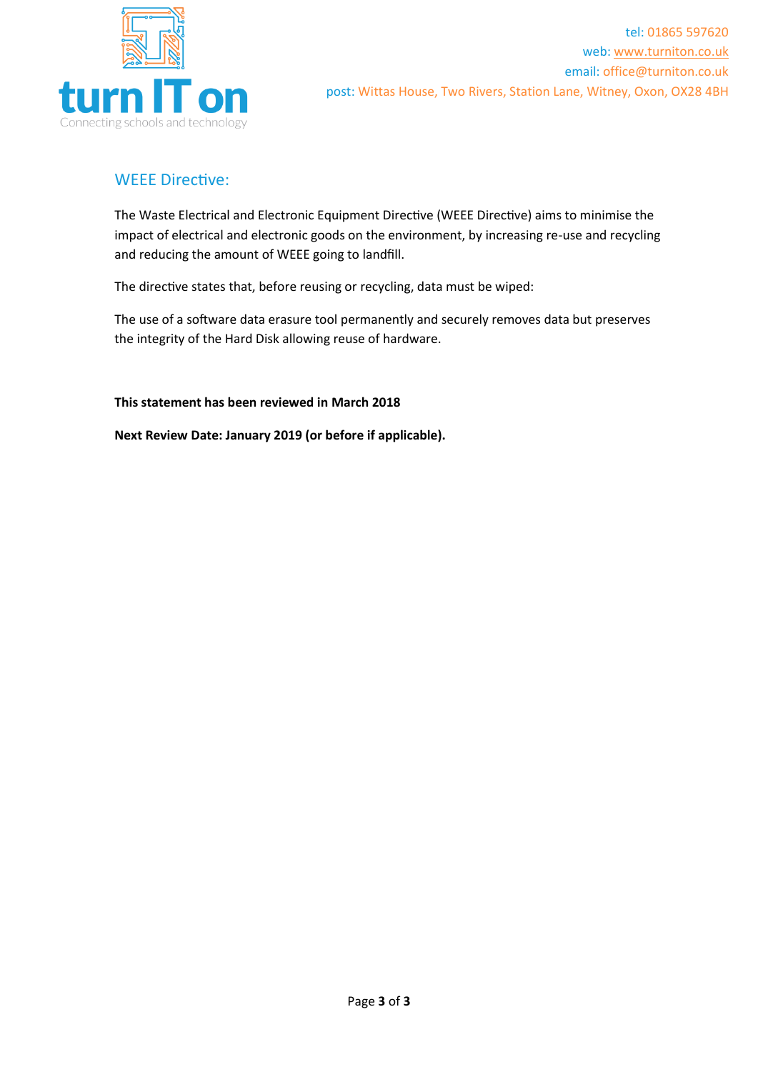## WEEE Directive:

The Waste Electrical and Electronic Equipment Directive (WEEE Directive) aims to minimise the impact of electrical and electronic goods on the environment, by increasing re-use and recycling and reducing the amount of WEEE going to landfill.

The directive states that, before reusing or recycling, data must be wiped:

The use of a software data erasure tool permanently and securely removes data but preserves the integrity of the Hard Disk allowing reuse of hardware.

**This statement has been reviewed in March 2018**

**Next Review Date: January 2019 (or before if applicable).**